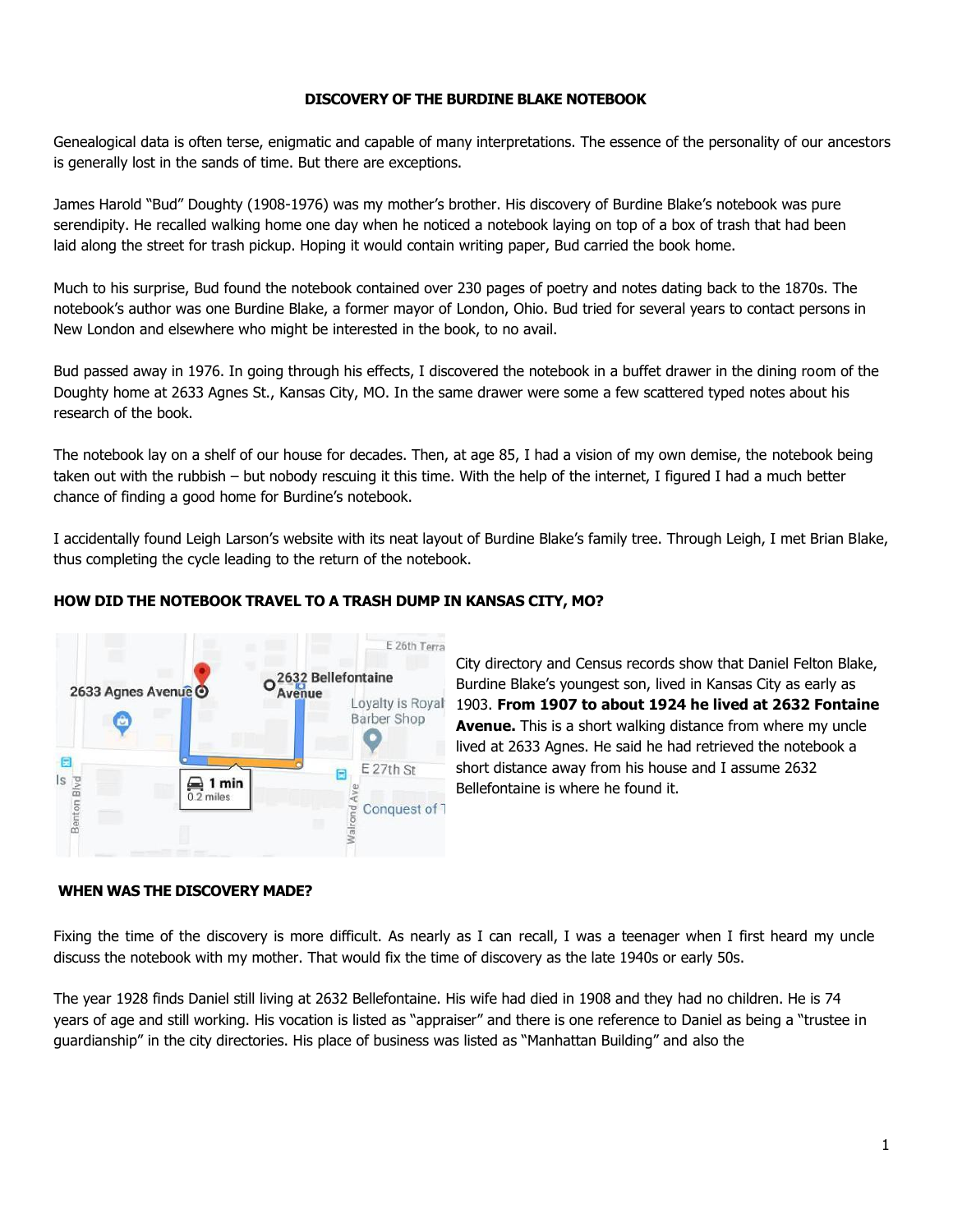**DISCOVERY OF THE BURDINE BLAKE NOTEBOOK**

Genealogical data is often terse, enigmatic and capable of many interpretations. The essence of the personality of our ancestors is generally lost in the sands of time. But there are exceptions.

James Harold "Bud" Doughty (1908-1976) was my mother's brother. His discovery of Burdine Blake's notebook was pure serendipity. He recalled walking home one day when he noticed a notebook laying on top of a box of trash that had been laid along the street for trash pickup. Hoping it would contain writing paper, Bud carried the book home.

Much to his surprise, Bud found the notebook contained over 230 pages of poetry and notes dating back to the 1870s. The notebook's author was one Burdine Blake, a former mayor of London, Ohio. Bud tried for several years to contact persons in New London and elsewhere who might be interested in the book, to no avail.

Bud passed away in 1976. In going through his effects, I discovered the notebook in a buffet drawer in the dining room of the Doughty home at 2633 Agnes St., Kansas City, MO. In the same drawer were some a few scattered typed notes about his research of the book.

The notebook lay on a shelf of our house for decades. Then, at age 85, I had a vision of my own demise, the notebook being taken out with the rubbish – but nobody rescuing it this time. With the help of the internet, I figured I had a much better chance of finding a good home for Burdine's notebook.

I accidentally found Leigh Larson's website with its neat layout of Burdine Blake's family tree. Through Leigh, I met Brian Blake, thus completing the cycle leading to the return of the notebook.

**HOW DID THE NOTEBOOK TRAVEL TO A TRASH DUMP IN KANSAS CITY, MO?**

City directory and Census records show that Daniel Felton Blake, Burdine Blake's youngest son, lived in Kansas City as early as 1903. **From 1907 to about 1924 he lived at 2632 Fontaine Avenue.** This is a short walking distance from where my uncle lived at 2633 Agnes. He said he had retrieved the notebook a short distance away from his house and I assume 2632 Bellefontaine is where he found it.

**WHEN WAS THE DISCOVERY MADE?**

Fixing the time of the discovery is more difficult. As nearly as I can recall, I was a teenager when I first heard my uncle discuss the notebook with my mother. That would fix the time of discovery as the late 1940s or early 50s.

The year 1928 finds Daniel still living at 2632 Bellefontaine. His wife had died in 1908 and they had no children. He is 74 years of age and still working. His vocation is listed as "appraiser" and there is one reference to Daniel as being a "trustee in guardianship" in the city directories. His place of business was listed as "Manhattan Building" and also the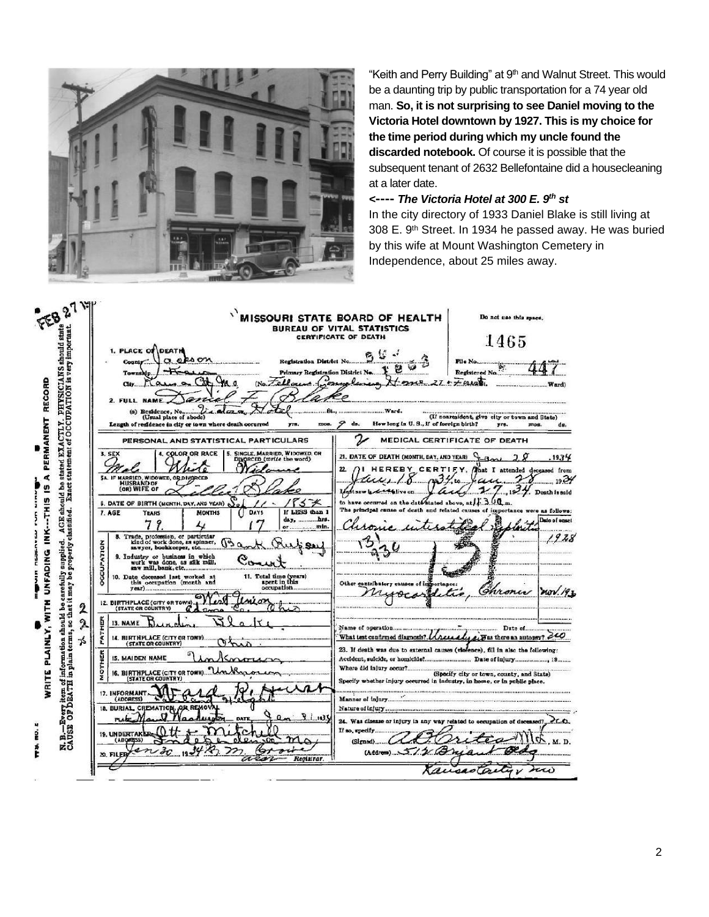"Keith and Perry Building" at 9th and Walnut Street. This would be a daunting trip by public transportation for a 74 year old man. **So, it is not surprising to see Daniel moving to the Victoria Hotel downtown by 1927. This is my choice for the time period during which my uncle found the discarded notebook.** Of course it is possible that the subsequent tenant of 2632 Bellefontaine did a housecleaning at a later date.

***<---- The Victoria Hotel at 300 E. 9th st***

In the city directory of 1933 Daniel Blake is still living at 308 E. 9th Street. In 1934 he passed away. He was buried by this wife at Mount Washington Cemetery in Independence, about 25 miles away.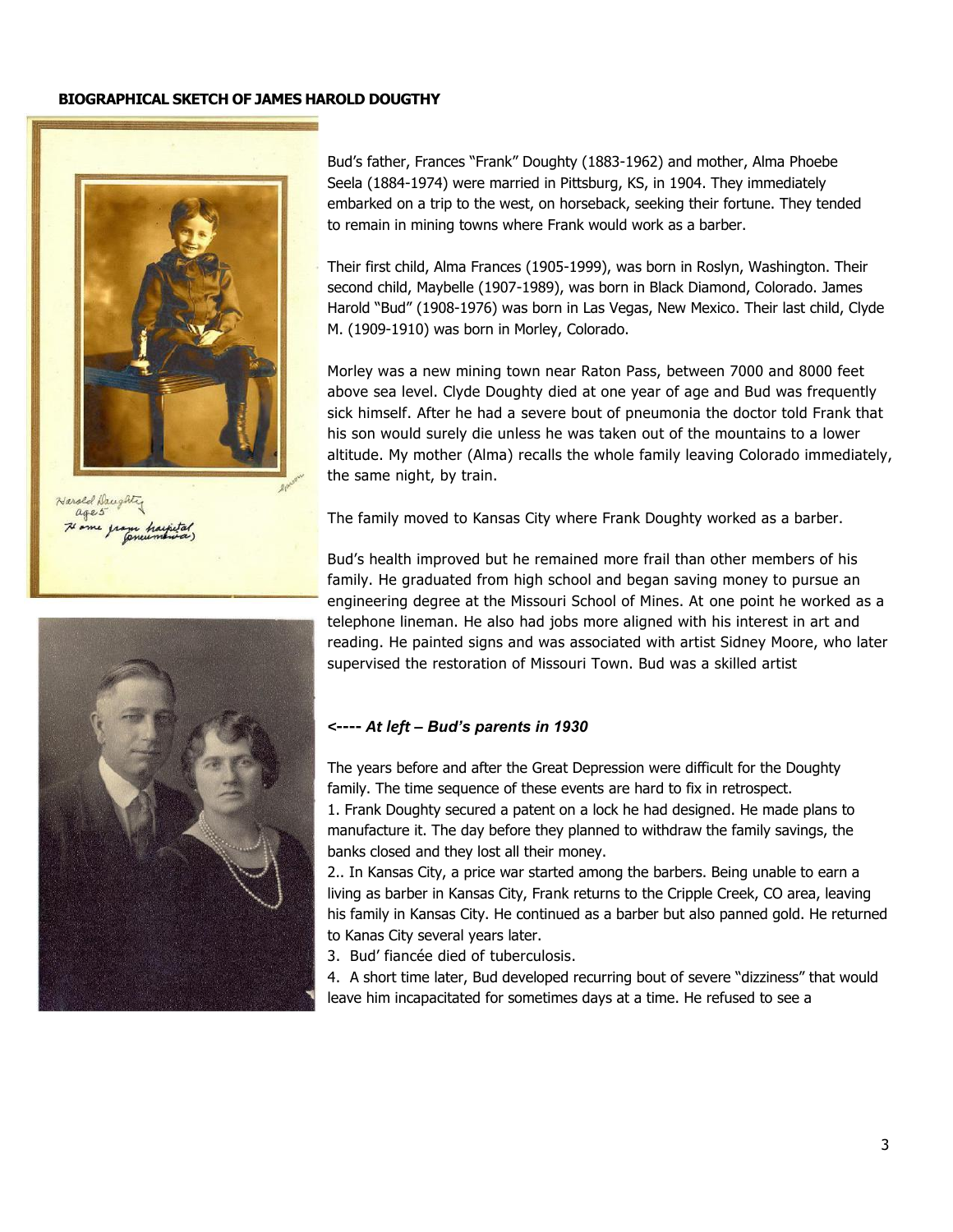**BIOGRAPHICAL SKETCH OF JAMES HAROLD DOUGTHY**

Harold Daughty
age 5
Home from hospital
(pneumonia)

Bud's father, Frances "Frank" Doughty (1883-1962) and mother, Alma Phoebe Seela (1884-1974) were married in Pittsburg, KS, in 1904. They immediately embarked on a trip to the west, on horseback, seeking their fortune. They tended to remain in mining towns where Frank would work as a barber.

Their first child, Alma Frances (1905-1999), was born in Roslyn, Washington. Their second child, Maybelle (1907-1989), was born in Black Diamond, Colorado. James Harold "Bud" (1908-1976) was born in Las Vegas, New Mexico. Their last child, Clyde M. (1909-1910) was born in Morley, Colorado.

Morley was a new mining town near Raton Pass, between 7000 and 8000 feet above sea level. Clyde Doughty died at one year of age and Bud was frequently sick himself. After he had a severe bout of pneumonia the doctor told Frank that his son would surely die unless he was taken out of the mountains to a lower altitude. My mother (Alma) recalls the whole family leaving Colorado immediately, the same night, by train.

The family moved to Kansas City where Frank Doughty worked as a barber.

Bud's health improved but he remained more frail than other members of his family. He graduated from high school and began saving money to pursue an engineering degree at the Missouri School of Mines. At one point he worked as a telephone lineman. He also had jobs more aligned with his interest in art and reading. He painted signs and was associated with artist Sidney Moore, who later supervised the restoration of Missouri Town. Bud was a skilled artist

***<---- At left – Bud's parents in 1930***

The years before and after the Great Depression were difficult for the Doughty family. The time sequence of these events are hard to fix in retrospect.

1. Frank Doughty secured a patent on a lock he had designed. He made plans to manufacture it. The day before they planned to withdraw the family savings, the banks closed and they lost all their money.
2.. In Kansas City, a price war started among the barbers. Being unable to earn a living as barber in Kansas City, Frank returns to the Cripple Creek, CO area, leaving his family in Kansas City. He continued as a barber but also panned gold. He returned to Kanas City several years later.
3. Bud' fiancée died of tuberculosis.
4. A short time later, Bud developed recurring bout of severe "dizziness" that would leave him incapacitated for sometimes days at a time. He refused to see a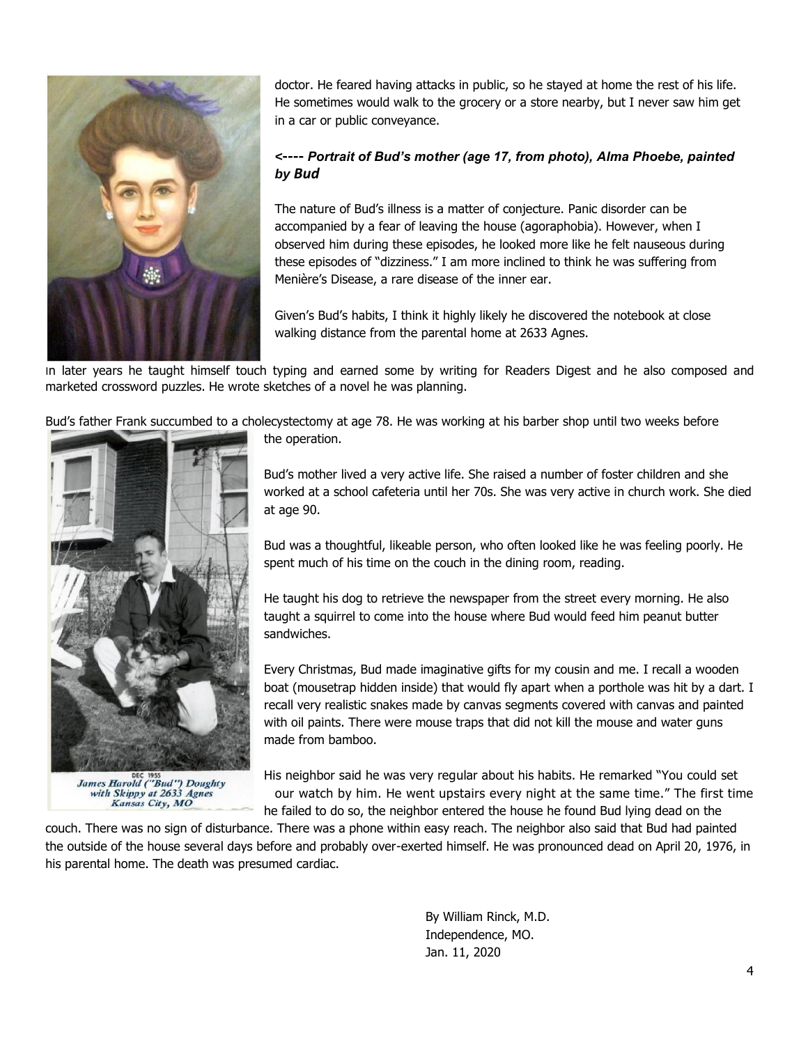doctor. He feared having attacks in public, so he stayed at home the rest of his life. He sometimes would walk to the grocery or a store nearby, but I never saw him get in a car or public conveyance.

***<---- Portrait of Bud's mother (age 17, from photo), Alma Phoebe, painted by Bud***

The nature of Bud's illness is a matter of conjecture. Panic disorder can be accompanied by a fear of leaving the house (agoraphobia). However, when I observed him during these episodes, he looked more like he felt nauseous during these episodes of "dizziness." I am more inclined to think he was suffering from Menière's Disease, a rare disease of the inner ear.

Given's Bud's habits, I think it highly likely he discovered the notebook at close walking distance from the parental home at 2633 Agnes.

In later years he taught himself touch typing and earned some by writing for Readers Digest and he also composed and marketed crossword puzzles. He wrote sketches of a novel he was planning.

Bud's father Frank succumbed to a cholecystectomy at age 78. He was working at his barber shop until two weeks before the operation.

Bud's mother lived a very active life. She raised a number of foster children and she worked at a school cafeteria until her 70s. She was very active in church work. She died at age 90.

Bud was a thoughtful, likeable person, who often looked like he was feeling poorly. He spent much of his time on the couch in the dining room, reading.

He taught his dog to retrieve the newspaper from the street every morning. He also taught a squirrel to come into the house where Bud would feed him peanut butter sandwiches.

Every Christmas, Bud made imaginative gifts for my cousin and me. I recall a wooden boat (mousetrap hidden inside) that would fly apart when a porthole was hit by a dart. I recall very realistic snakes made by canvas segments covered with canvas and painted with oil paints. There were mouse traps that did not kill the mouse and water guns made from bamboo.

DEC 1955
James Harold ("Bud") Doughty with Skippy at 2633 Agnes Kansas City, MO

His neighbor said he was very regular about his habits. He remarked "You could set our watch by him. He went upstairs every night at the same time." The first time he failed to do so, the neighbor entered the house he found Bud lying dead on the couch. There was no sign of disturbance. There was a phone within easy reach. The neighbor also said that Bud had painted the outside of the house several days before and probably over-exerted himself. He was pronounced dead on April 20, 1976, in his parental home. The death was presumed cardiac.

By William Rinck, M.D.
Independence, MO.
Jan. 11, 2020